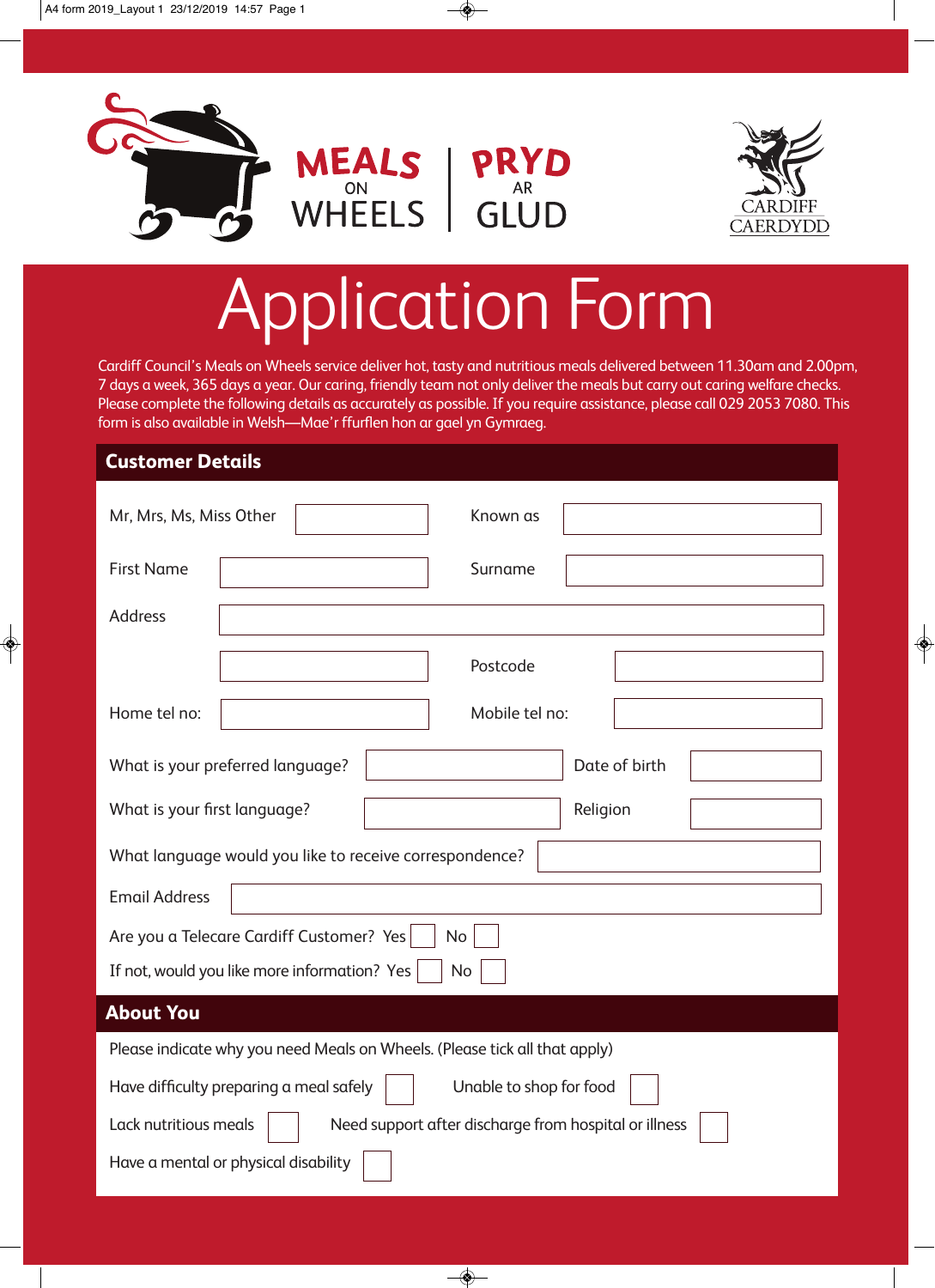MEALS ON WHEELS | PRYD AR GLUD

CARDIFF CAERDYDD

# Application Form

Cardiff Council's Meals on Wheels service deliver hot, tasty and nutritious meals delivered between 11.30am and 2.00pm, 7 days a week, 365 days a year. Our caring, friendly team not only deliver the meals but carry out caring welfare checks. Please complete the following details as accurately as possible. If you require assistance, please call 029 2053 7080. This form is also available in Welsh—Mae'r ffurflen hon ar gael yn Gymraeg.

## Customer Details

Mr, Mrs, Ms, Miss Other ____________ Known as ____________

First Name ____________ Surname ____________

Address ____________

____________ Postcode ____________

Home tel no: ____________ Mobile tel no: ____________

What is your preferred language? ____________ Date of birth ____________

What is your first language? ____________ Religion ____________

What language would you like to receive correspondence? ____________

Email Address ____________

Are you a Telecare Cardiff Customer? Yes ☐ No ☐

If not, would you like more information? Yes ☐ No ☐

## About You

Please indicate why you need Meals on Wheels. (Please tick all that apply)

Have difficulty preparing a meal safely ☐ Unable to shop for food ☐

Lack nutritious meals ☐ Need support after discharge from hospital or illness ☐

Have a mental or physical disability ☐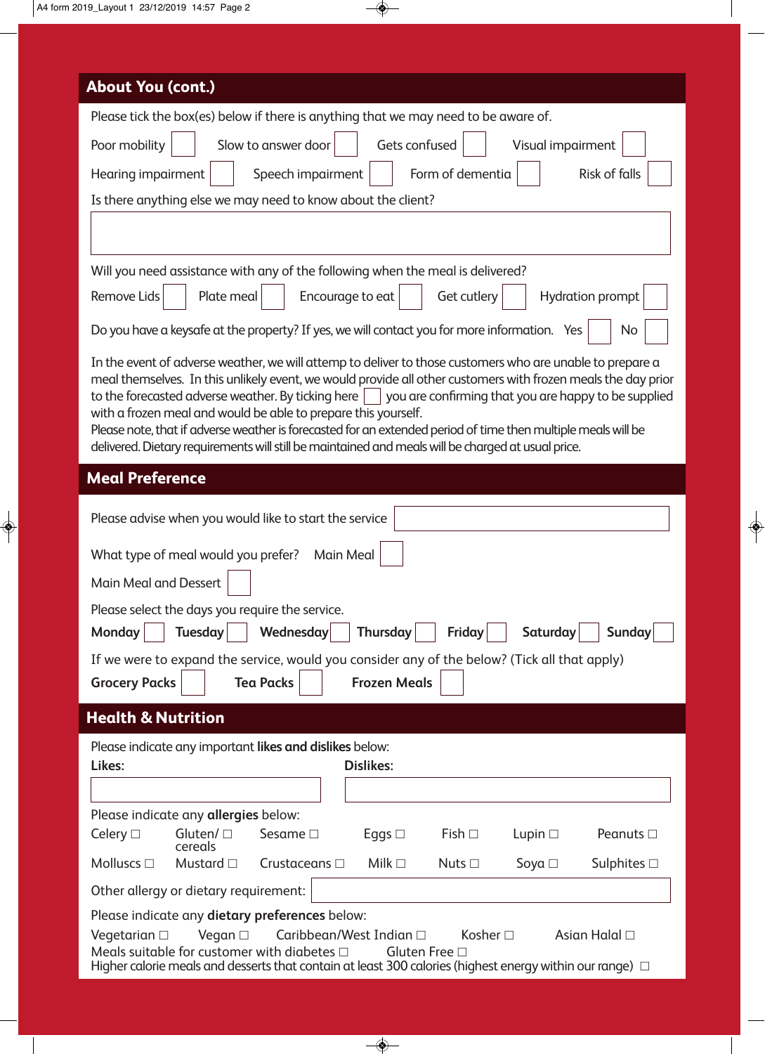## About You (cont.)

Please tick the box(es) below if there is anything that we may need to be aware of.

Poor mobility ☐ Slow to answer door ☐ Gets confused ☐ Visual impairment ☐

Hearing impairment ☐ Speech impairment ☐ Form of dementia ☐ Risk of falls ☐

Is there anything else we may need to know about the client?

Will you need assistance with any of the following when the meal is delivered?

Remove Lids ☐ Plate meal ☐ Encourage to eat ☐ Get cutlery ☐ Hydration prompt ☐

Do you have a keysafe at the property? If yes, we will contact you for more information. Yes ☐ No ☐

In the event of adverse weather, we will attempt to deliver to those customers who are unable to prepare a meal themselves. In this unlikely event, we would provide all other customers with frozen meals the day prior to the forecasted adverse weather. By ticking here ☐ you are confirming that you are happy to be supplied with a frozen meal and would be able to prepare this yourself.
Please note, that if adverse weather is forecasted for an extended period of time then multiple meals will be delivered. Dietary requirements will still be maintained and meals will be charged at usual price.

## Meal Preference

Please advise when you would like to start the service

What type of meal would you prefer? Main Meal ☐

Main Meal and Dessert ☐

Please select the days you require the service.

**Monday** ☐ **Tuesday** ☐ **Wednesday** ☐ **Thursday** ☐ **Friday** ☐ **Saturday** ☐ **Sunday** ☐

If we were to expand the service, would you consider any of the below? (Tick all that apply)

**Grocery Packs** ☐ **Tea Packs** ☐ **Frozen Meals** ☐

## Health & Nutrition

Please indicate any important **likes and dislikes** below:

**Likes:**

**Dislikes:**

Please indicate any **allergies** below:

Celery ☐ Gluten/ cereals ☐ Sesame ☐ Eggs ☐ Fish ☐ Lupin ☐ Peanuts ☐

Molluscs ☐ Mustard ☐ Crustaceans ☐ Milk ☐ Nuts ☐ Soya ☐ Sulphites ☐

Other allergy or dietary requirement:

Please indicate any **dietary preferences** below:

Vegetarian ☐ Vegan ☐ Caribbean/West Indian ☐ Kosher ☐ Asian Halal ☐

Meals suitable for customer with diabetes ☐ Gluten Free ☐

Higher calorie meals and desserts that contain at least 300 calories (highest energy within our range) ☐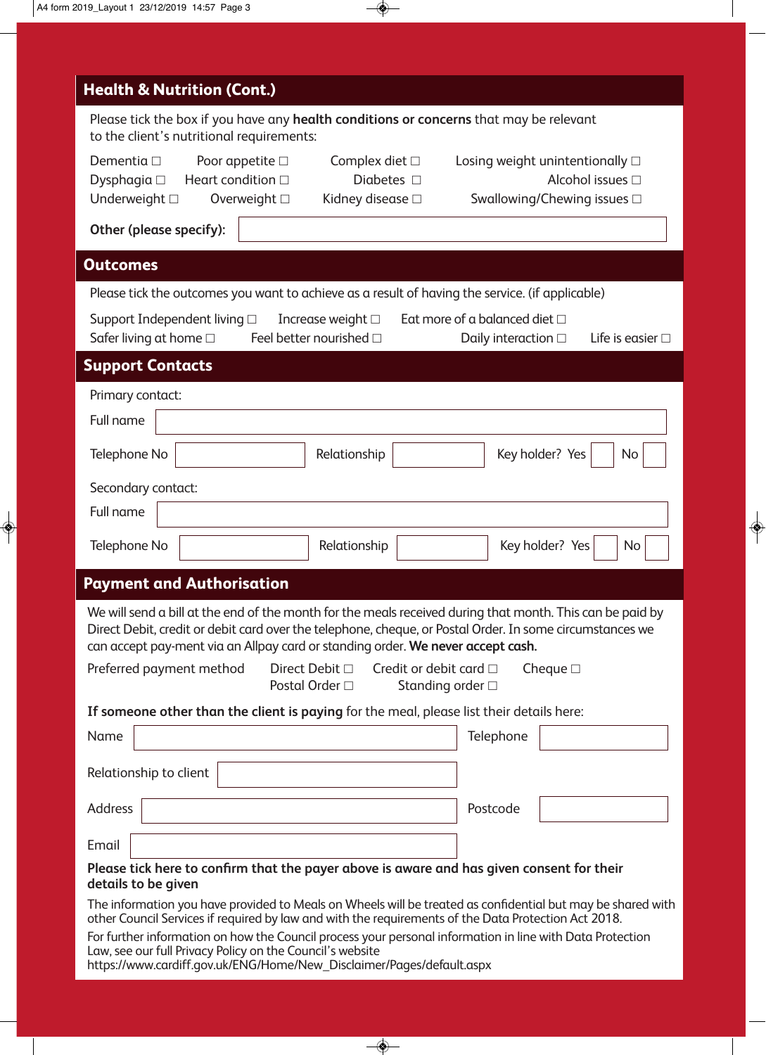## Health & Nutrition (Cont.)

Please tick the box if you have any **health conditions or concerns** that may be relevant to the client's nutritional requirements:

Dementia ☐ Poor appetite ☐ Complex diet ☐ Losing weight unintentionally ☐
Dysphagia ☐ Heart condition ☐ Diabetes ☐ Alcohol issues ☐
Underweight ☐ Overweight ☐ Kidney disease ☐ Swallowing/Chewing issues ☐

**Other (please specify):**

## Outcomes

Please tick the outcomes you want to achieve as a result of having the service. (if applicable)

Support Independent living ☐ Increase weight ☐ Eat more of a balanced diet ☐
Safer living at home ☐ Feel better nourished ☐ Daily interaction ☐ Life is easier ☐

## Support Contacts

Primary contact:

Full name

Telephone No Relationship Key holder? Yes ☐ No ☐

Secondary contact:

Full name

Telephone No Relationship Key holder? Yes ☐ No ☐

## Payment and Authorisation

We will send a bill at the end of the month for the meals received during that month. This can be paid by Direct Debit, credit or debit card over the telephone, cheque, or Postal Order. In some circumstances we can accept pay-ment via an Allpay card or standing order. **We never accept cash.**

Preferred payment method Direct Debit ☐ Credit or debit card ☐ Cheque ☐
Postal Order ☐ Standing order ☐

**If someone other than the client is paying** for the meal, please list their details here:

Name Telephone

Relationship to client

Address Postcode

Email

**Please tick here to confirm that the payer above is aware and has given consent for their details to be given**

The information you have provided to Meals on Wheels will be treated as confidential but may be shared with other Council Services if required by law and with the requirements of the Data Protection Act 2018.

For further information on how the Council process your personal information in line with Data Protection Law, see our full Privacy Policy on the Council's website
https://www.cardiff.gov.uk/ENG/Home/New_Disclaimer/Pages/default.aspx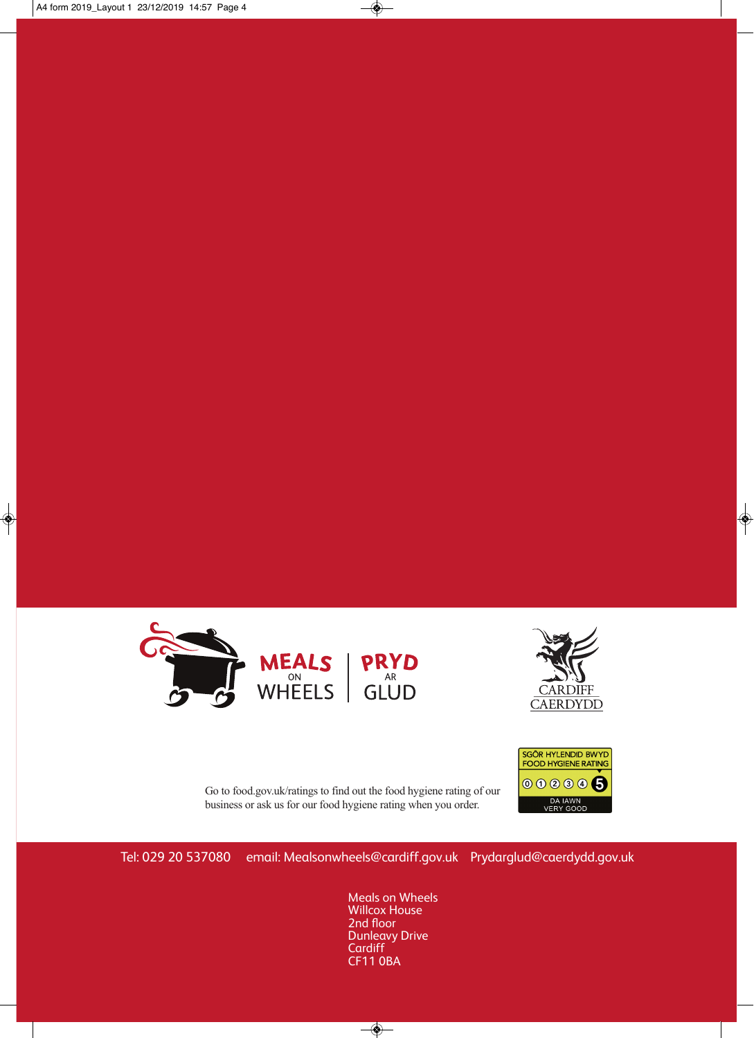MEALS ON WHEELS | PRYD AR GLUD

CARDIFF CAERDYDD

Go to food.gov.uk/ratings to find out the food hygiene rating of our business or ask us for our food hygiene rating when you order.

SGÔR HYLENDID BWYD FOOD HYGIENE RATING
0 1 2 3 4 5
DA IAWN VERY GOOD

Tel: 029 20 537080 email: Mealsonwheels@cardiff.gov.uk Prydarglud@caerdydd.gov.uk

Meals on Wheels
Willcox House
2nd floor
Dunleavy Drive
Cardiff
CF11 0BA